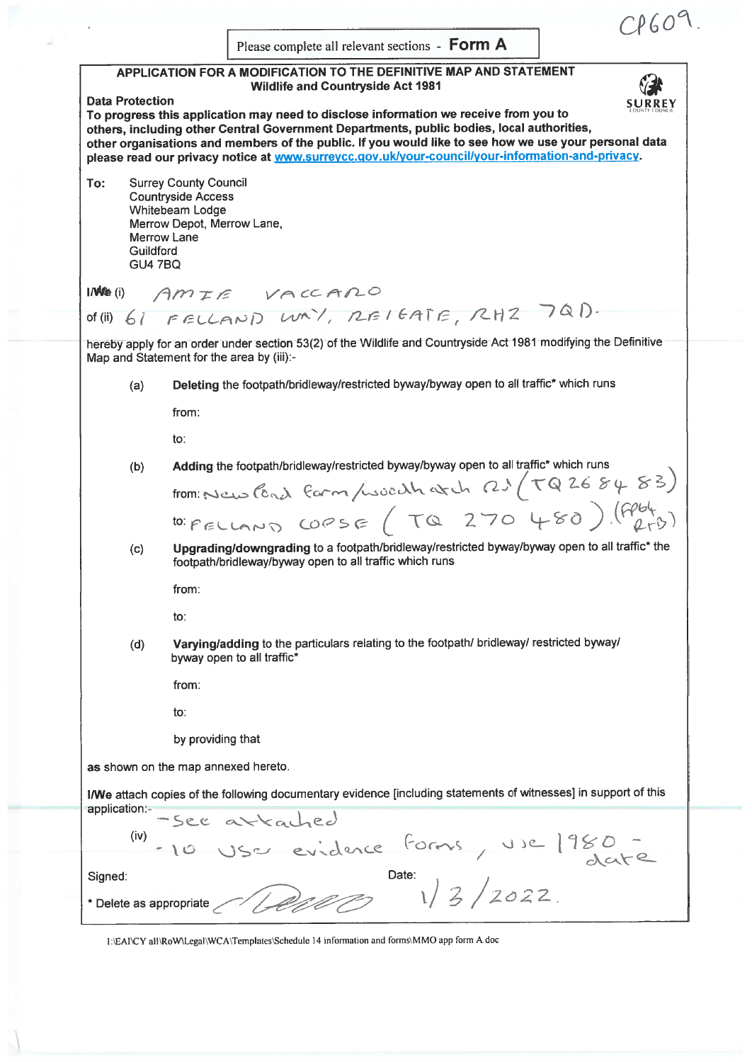CP609.

Please complete all relevant sections - **Form A**

**APPLICATION FOR A MODIFICATION TO THE DEFINITIVE MAP AND STATEMENT**
**Wildlife and Countryside Act 1981**

SURREY COUNTY COUNCIL

**Data Protection**
**To progress this application may need to disclose information we receive from you to others, including other Central Government Departments, public bodies, local authorities, other organisations and members of the public. If you would like to see how we use your personal data please read our privacy notice at www.surreycc.gov.uk/your-council/your-information-and-privacy.**

**To:** Surrey County Council
Countryside Access
Whitebeam Lodge
Merrow Depot, Merrow Lane,
Merrow Lane
Guildford
GU4 7BQ

I/We (i) AMIE VACCARO

of (ii) 61 FELLAND WAY, REIGATE, RH2 7QD.

hereby apply for an order under section 53(2) of the Wildlife and Countryside Act 1981 modifying the Definitive Map and Statement for the area by (iii):-

(a) **Deleting** the footpath/bridleway/restricted byway/byway open to all traffic* which runs

from:

to:

(b) **Adding** the footpath/bridleway/restricted byway/byway open to all traffic* which runs

from: New Road Farm/woodhatch Rd (TQ 26 84 83)

to: FELLAND COPSE (TQ 270 480). (FP64 RrB)

(c) **Upgrading/downgrading** to a footpath/bridleway/restricted byway/byway open to all traffic* the footpath/bridleway/byway open to all traffic which runs

from:

to:

(d) **Varying/adding** to the particulars relating to the footpath/ bridleway/ restricted byway/ byway open to all traffic*

from:

to:

by providing that

**as** shown on the map annexed hereto.

**I/We** attach copies of the following documentary evidence [including statements of witnesses] in support of this application:-

(iv) - See attached
- 10 User evidence forms, use 1980 - date

Signed: [signature]

Date: 1/3/2022.

* Delete as appropriate

I:\EAICY all\RoW\Legal\WCA\Templates\Schedule 14 information and forms\MMO app form A.doc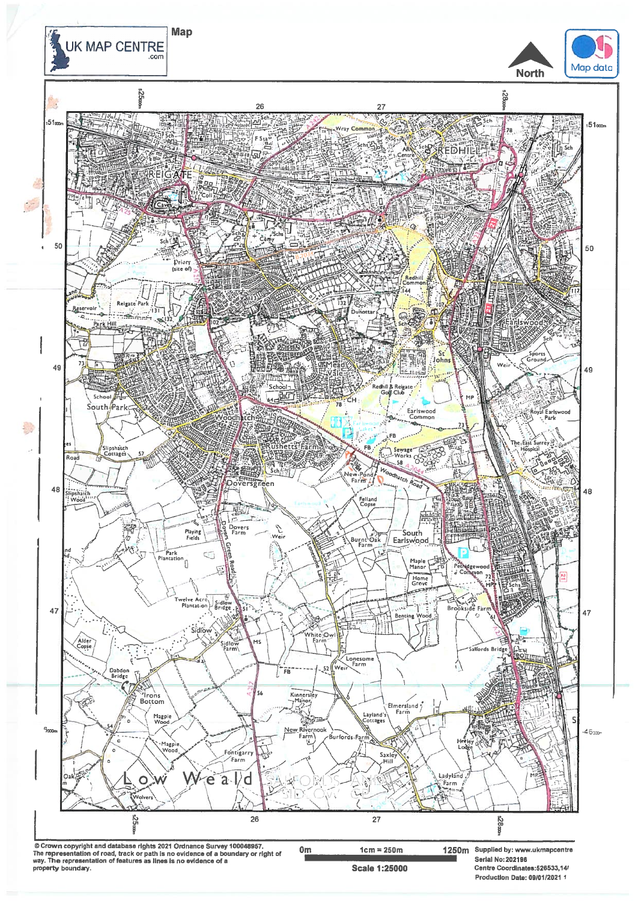UK MAP CENTRE .com

Map

North

Map data

© Crown copyright and database rights 2021 Ordnance Survey 100048957.
The representation of road, track or path is no evidence of a boundary or right of way. The representation of features as lines is no evidence of a property boundary.

0m    1cm = 250m    1250m

Scale 1:25000

Supplied by: www.ukmapcentre
Serial No: 202186
Centre Coordinates: 526533,14
Production Date: 09/01/2021